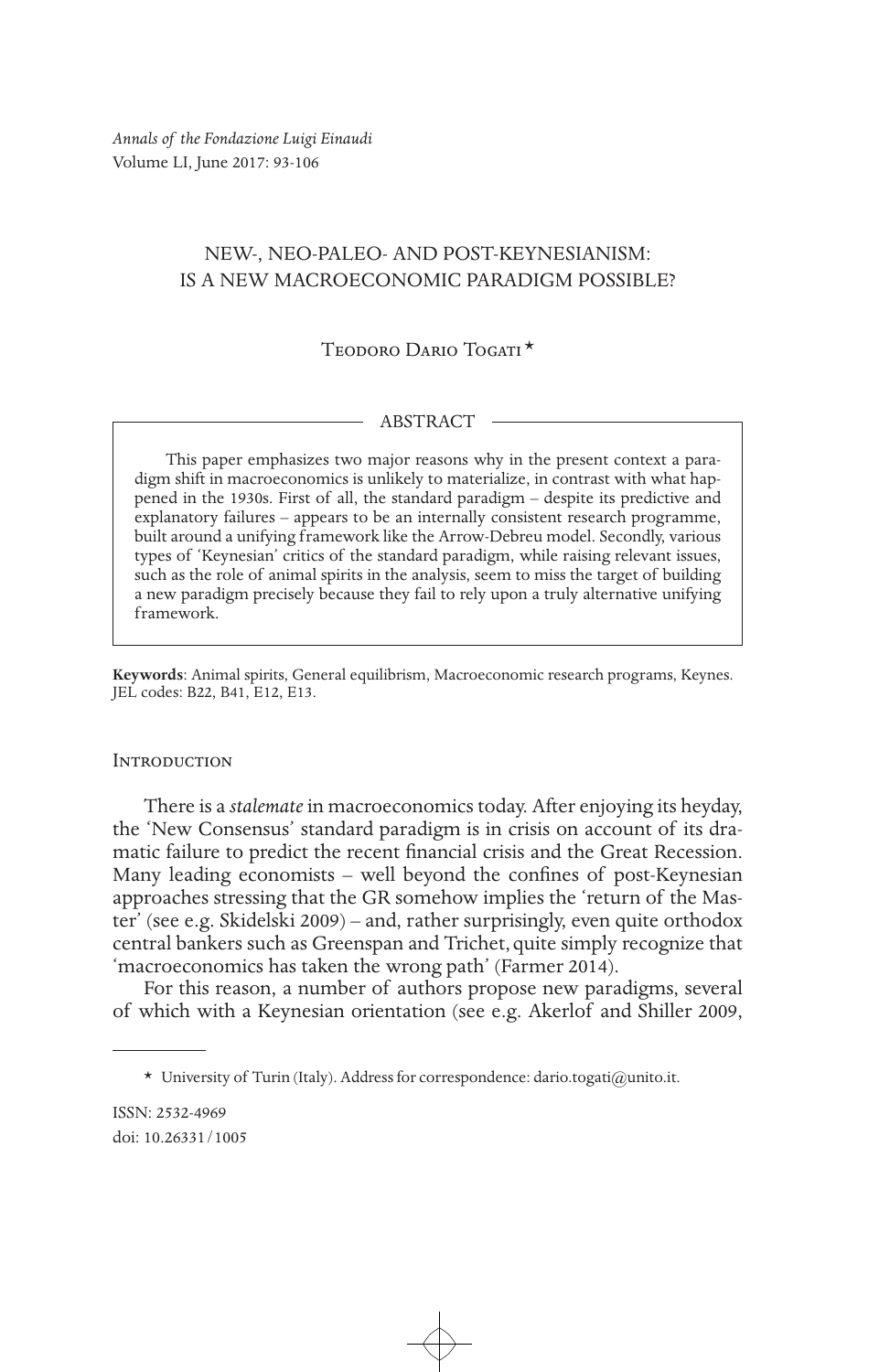# NEW-, NEO-PALEO- AND POST-KEYNESIANISM: IS A NEW MACROECONOMIC PARADIGM POSSIBLE?

Teodoro Dario Togati *

## ABSTRACT

This paper emphasizes two major reasons why in the present context a paradigm shift in macroeconomics is unlikely to materialize, in contrast with what happened in the 1930s. First of all, the standard paradigm – despite its predictive and explanatory failures – appears to be an internally consistent research programme, built around a unifying framework like the Arrow-Debreu model. Secondly, various types of 'Keynesian' critics of the standard paradigm, while raising relevant issues, such as the role of animal spirits in the analysis, seem to miss the target of building a new paradigm precisely because they fail to rely upon a truly alternative unifying framework.

**Keywords**: Animal spirits, General equilibrism, Macroeconomic research programs, Keynes. JEL codes: B22, B41, E12, E13.

## Introduction

There is a *stalemate* in macroeconomics today. After enjoying its heyday, the 'New Consensus' standard paradigm is in crisis on account of its dramatic failure to predict the recent financial crisis and the Great Recession. Many leading economists – well beyond the confines of post-Keynesian approaches stressing that the GR somehow implies the 'return of the Master' (see e.g. Skidelski 2009) – and, rather surprisingly, even quite orthodox central bankers such as Greenspan and Trichet, quite simply recognize that 'macroeconomics has taken the wrong path' (Farmer 2014).

For this reason, a number of authors propose new paradigms, several of which with a Keynesian orientation (see e.g. Akerlof and Shiller 2009,

---

* University of Turin (Italy). Address for correspondence: dario.togati@unito.it.

ISSN: 2532-4969
doi: 10.26331/1005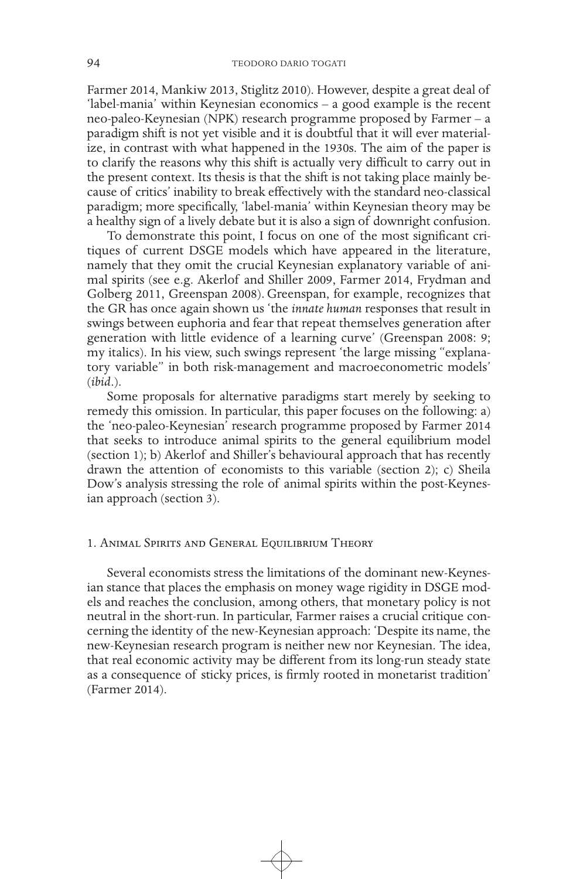Farmer 2014, Mankiw 2013, Stiglitz 2010). However, despite a great deal of 'label-mania' within Keynesian economics – a good example is the recent neo-paleo-Keynesian (NPK) research programme proposed by Farmer – a paradigm shift is not yet visible and it is doubtful that it will ever materialize, in contrast with what happened in the 1930s. The aim of the paper is to clarify the reasons why this shift is actually very difficult to carry out in the present context. Its thesis is that the shift is not taking place mainly because of critics' inability to break effectively with the standard neo-classical paradigm; more specifically, 'label-mania' within Keynesian theory may be a healthy sign of a lively debate but it is also a sign of downright confusion.

To demonstrate this point, I focus on one of the most significant critiques of current DSGE models which have appeared in the literature, namely that they omit the crucial Keynesian explanatory variable of animal spirits (see e.g. Akerlof and Shiller 2009, Farmer 2014, Frydman and Golberg 2011, Greenspan 2008). Greenspan, for example, recognizes that the GR has once again shown us 'the *innate human* responses that result in swings between euphoria and fear that repeat themselves generation after generation with little evidence of a learning curve' (Greenspan 2008: 9; my italics). In his view, such swings represent 'the large missing "explanatory variable" in both risk-management and macroeconometric models' (*ibid*.).

Some proposals for alternative paradigms start merely by seeking to remedy this omission. In particular, this paper focuses on the following: a) the 'neo-paleo-Keynesian' research programme proposed by Farmer 2014 that seeks to introduce animal spirits to the general equilibrium model (section 1); b) Akerlof and Shiller's behavioural approach that has recently drawn the attention of economists to this variable (section 2); c) Sheila Dow's analysis stressing the role of animal spirits within the post-Keynesian approach (section 3).

## 1. Animal Spirits and General Equilibrium Theory

Several economists stress the limitations of the dominant new-Keynesian stance that places the emphasis on money wage rigidity in DSGE models and reaches the conclusion, among others, that monetary policy is not neutral in the short-run. In particular, Farmer raises a crucial critique concerning the identity of the new-Keynesian approach: 'Despite its name, the new-Keynesian research program is neither new nor Keynesian. The idea, that real economic activity may be different from its long-run steady state as a consequence of sticky prices, is firmly rooted in monetarist tradition' (Farmer 2014).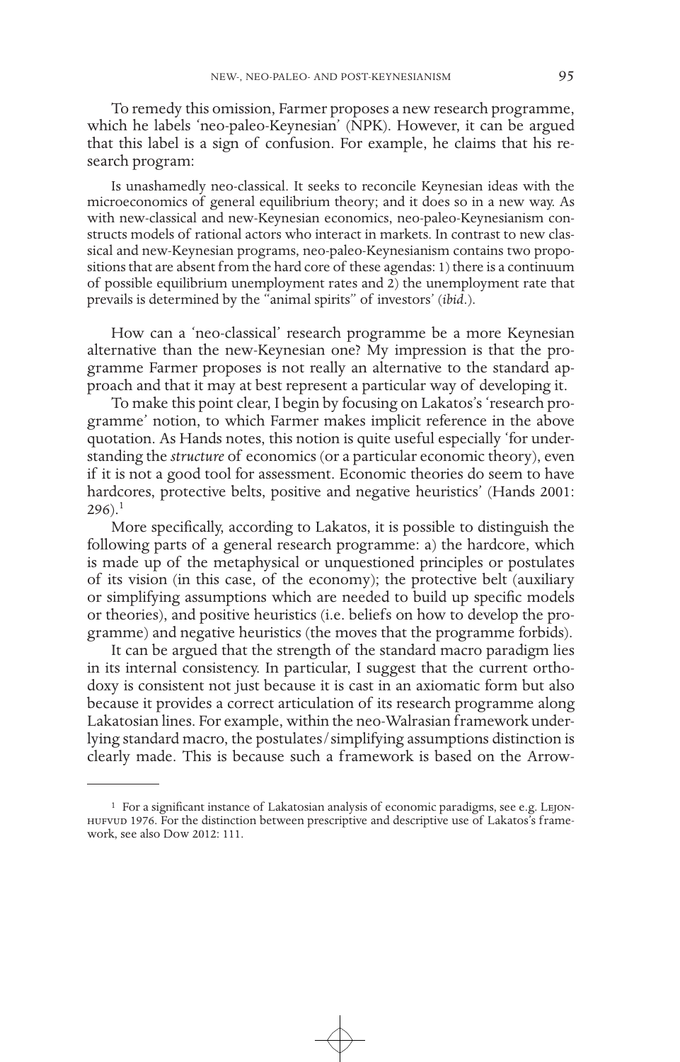To remedy this omission, Farmer proposes a new research programme, which he labels 'neo-paleo-Keynesian' (NPK). However, it can be argued that this label is a sign of confusion. For example, he claims that his research program:

> Is unashamedly neo-classical. It seeks to reconcile Keynesian ideas with the microeconomics of general equilibrium theory; and it does so in a new way. As with new-classical and new-Keynesian economics, neo-paleo-Keynesianism constructs models of rational actors who interact in markets. In contrast to new classical and new-Keynesian programs, neo-paleo-Keynesianism contains two propositions that are absent from the hard core of these agendas: 1) there is a continuum of possible equilibrium unemployment rates and 2) the unemployment rate that prevails is determined by the "animal spirits" of investors' (*ibid*.).

How can a 'neo-classical' research programme be a more Keynesian alternative than the new-Keynesian one? My impression is that the programme Farmer proposes is not really an alternative to the standard approach and that it may at best represent a particular way of developing it.

To make this point clear, I begin by focusing on Lakatos's 'research programme' notion, to which Farmer makes implicit reference in the above quotation. As Hands notes, this notion is quite useful especially 'for understanding the *structure* of economics (or a particular economic theory), even if it is not a good tool for assessment. Economic theories do seem to have hardcores, protective belts, positive and negative heuristics' (Hands 2001: 296).[1]

More specifically, according to Lakatos, it is possible to distinguish the following parts of a general research programme: a) the hardcore, which is made up of the metaphysical or unquestioned principles or postulates of its vision (in this case, of the economy); the protective belt (auxiliary or simplifying assumptions which are needed to build up specific models or theories), and positive heuristics (i.e. beliefs on how to develop the programme) and negative heuristics (the moves that the programme forbids).

It can be argued that the strength of the standard macro paradigm lies in its internal consistency. In particular, I suggest that the current orthodoxy is consistent not just because it is cast in an axiomatic form but also because it provides a correct articulation of its research programme along Lakatosian lines. For example, within the neo-Walrasian framework underlying standard macro, the postulates/simplifying assumptions distinction is clearly made. This is because such a framework is based on the Arrow-

---

[1] For a significant instance of Lakatosian analysis of economic paradigms, see e.g. Leijonhufvud 1976. For the distinction between prescriptive and descriptive use of Lakatos's framework, see also Dow 2012: 111.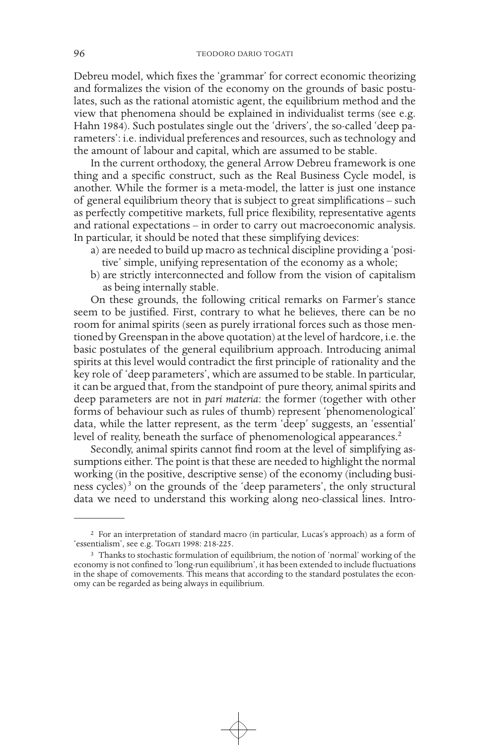Debreu model, which fixes the 'grammar' for correct economic theorizing and formalizes the vision of the economy on the grounds of basic postulates, such as the rational atomistic agent, the equilibrium method and the view that phenomena should be explained in individualist terms (see e.g. Hahn 1984). Such postulates single out the 'drivers', the so-called 'deep parameters': i.e. individual preferences and resources, such as technology and the amount of labour and capital, which are assumed to be stable.

In the current orthodoxy, the general Arrow Debreu framework is one thing and a specific construct, such as the Real Business Cycle model, is another. While the former is a meta-model, the latter is just one instance of general equilibrium theory that is subject to great simplifications – such as perfectly competitive markets, full price flexibility, representative agents and rational expectations – in order to carry out macroeconomic analysis. In particular, it should be noted that these simplifying devices:

a) are needed to build up macro as technical discipline providing a 'positive' simple, unifying representation of the economy as a whole;
b) are strictly interconnected and follow from the vision of capitalism as being internally stable.

On these grounds, the following critical remarks on Farmer's stance seem to be justified. First, contrary to what he believes, there can be no room for animal spirits (seen as purely irrational forces such as those mentioned by Greenspan in the above quotation) at the level of hardcore, i.e. the basic postulates of the general equilibrium approach. Introducing animal spirits at this level would contradict the first principle of rationality and the key role of 'deep parameters', which are assumed to be stable. In particular, it can be argued that, from the standpoint of pure theory, animal spirits and deep parameters are not in *pari materia*: the former (together with other forms of behaviour such as rules of thumb) represent 'phenomenological' data, while the latter represent, as the term 'deep' suggests, an 'essential' level of reality, beneath the surface of phenomenological appearances.[2]

Secondly, animal spirits cannot find room at the level of simplifying assumptions either. The point is that these are needed to highlight the normal working (in the positive, descriptive sense) of the economy (including business cycles)[3] on the grounds of the 'deep parameters', the only structural data we need to understand this working along neo-classical lines. Intro-

---

[2] For an interpretation of standard macro (in particular, Lucas's approach) as a form of 'essentialism', see e.g. Togati 1998: 218-225.

[3] Thanks to stochastic formulation of equilibrium, the notion of 'normal' working of the economy is not confined to 'long-run equilibrium', it has been extended to include fluctuations in the shape of comovements. This means that according to the standard postulates the economy can be regarded as being always in equilibrium.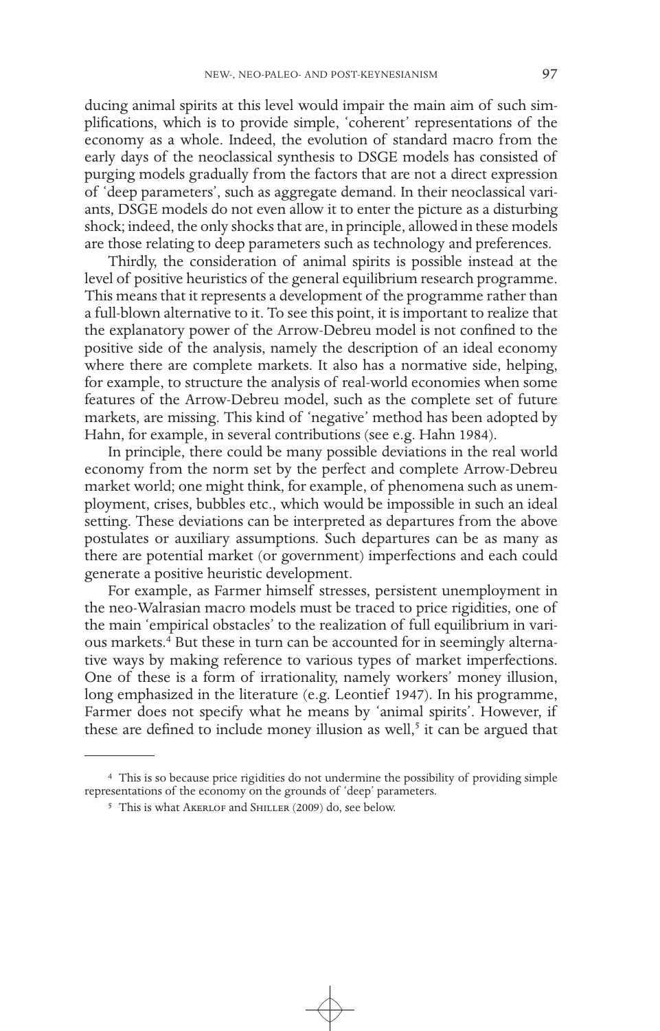ducing animal spirits at this level would impair the main aim of such simplifications, which is to provide simple, 'coherent' representations of the economy as a whole. Indeed, the evolution of standard macro from the early days of the neoclassical synthesis to DSGE models has consisted of purging models gradually from the factors that are not a direct expression of 'deep parameters', such as aggregate demand. In their neoclassical variants, DSGE models do not even allow it to enter the picture as a disturbing shock; indeed, the only shocks that are, in principle, allowed in these models are those relating to deep parameters such as technology and preferences.

Thirdly, the consideration of animal spirits is possible instead at the level of positive heuristics of the general equilibrium research programme. This means that it represents a development of the programme rather than a full-blown alternative to it. To see this point, it is important to realize that the explanatory power of the Arrow-Debreu model is not confined to the positive side of the analysis, namely the description of an ideal economy where there are complete markets. It also has a normative side, helping, for example, to structure the analysis of real-world economies when some features of the Arrow-Debreu model, such as the complete set of future markets, are missing. This kind of 'negative' method has been adopted by Hahn, for example, in several contributions (see e.g. Hahn 1984).

In principle, there could be many possible deviations in the real world economy from the norm set by the perfect and complete Arrow-Debreu market world; one might think, for example, of phenomena such as unemployment, crises, bubbles etc., which would be impossible in such an ideal setting. These deviations can be interpreted as departures from the above postulates or auxiliary assumptions. Such departures can be as many as there are potential market (or government) imperfections and each could generate a positive heuristic development.

For example, as Farmer himself stresses, persistent unemployment in the neo-Walrasian macro models must be traced to price rigidities, one of the main 'empirical obstacles' to the realization of full equilibrium in various markets.[4] But these in turn can be accounted for in seemingly alternative ways by making reference to various types of market imperfections. One of these is a form of irrationality, namely workers' money illusion, long emphasized in the literature (e.g. Leontief 1947). In his programme, Farmer does not specify what he means by 'animal spirits'. However, if these are defined to include money illusion as well,[5] it can be argued that

---

[4] This is so because price rigidities do not undermine the possibility of providing simple representations of the economy on the grounds of 'deep' parameters.

[5] This is what Akerlof and Shiller (2009) do, see below.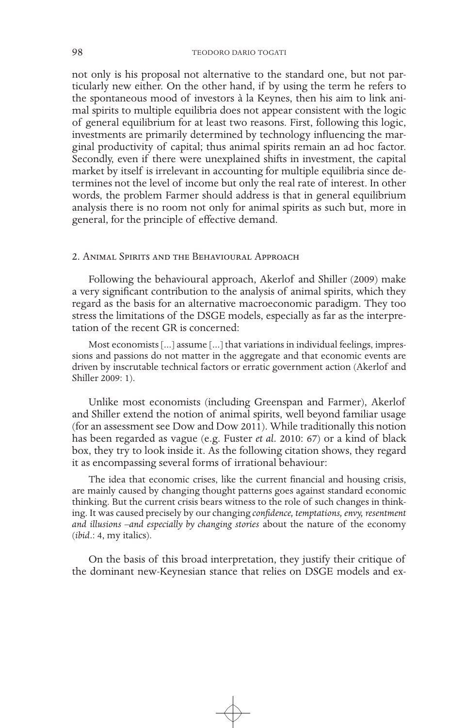not only is his proposal not alternative to the standard one, but not particularly new either. On the other hand, if by using the term he refers to the spontaneous mood of investors à la Keynes, then his aim to link animal spirits to multiple equilibria does not appear consistent with the logic of general equilibrium for at least two reasons. First, following this logic, investments are primarily determined by technology influencing the marginal productivity of capital; thus animal spirits remain an ad hoc factor. Secondly, even if there were unexplained shifts in investment, the capital market by itself is irrelevant in accounting for multiple equilibria since determines not the level of income but only the real rate of interest. In other words, the problem Farmer should address is that in general equilibrium analysis there is no room not only for animal spirits as such but, more in general, for the principle of effective demand.

## 2. Animal Spirits and the Behavioural Approach

Following the behavioural approach, Akerlof and Shiller (2009) make a very significant contribution to the analysis of animal spirits, which they regard as the basis for an alternative macroeconomic paradigm. They too stress the limitations of the DSGE models, especially as far as the interpretation of the recent GR is concerned:

> Most economists [...] assume [...] that variations in individual feelings, impressions and passions do not matter in the aggregate and that economic events are driven by inscrutable technical factors or erratic government action (Akerlof and Shiller 2009: 1).

Unlike most economists (including Greenspan and Farmer), Akerlof and Shiller extend the notion of animal spirits, well beyond familiar usage (for an assessment see Dow and Dow 2011). While traditionally this notion has been regarded as vague (e.g. Fuster *et al.* 2010: 67) or a kind of black box, they try to look inside it. As the following citation shows, they regard it as encompassing several forms of irrational behaviour:

> The idea that economic crises, like the current financial and housing crisis, are mainly caused by changing thought patterns goes against standard economic thinking. But the current crisis bears witness to the role of such changes in thinking. It was caused precisely by our changing *confidence, temptations, envy, resentment and illusions –and especially by changing stories* about the nature of the economy (*ibid*.: 4, my italics).

On the basis of this broad interpretation, they justify their critique of the dominant new-Keynesian stance that relies on DSGE models and ex-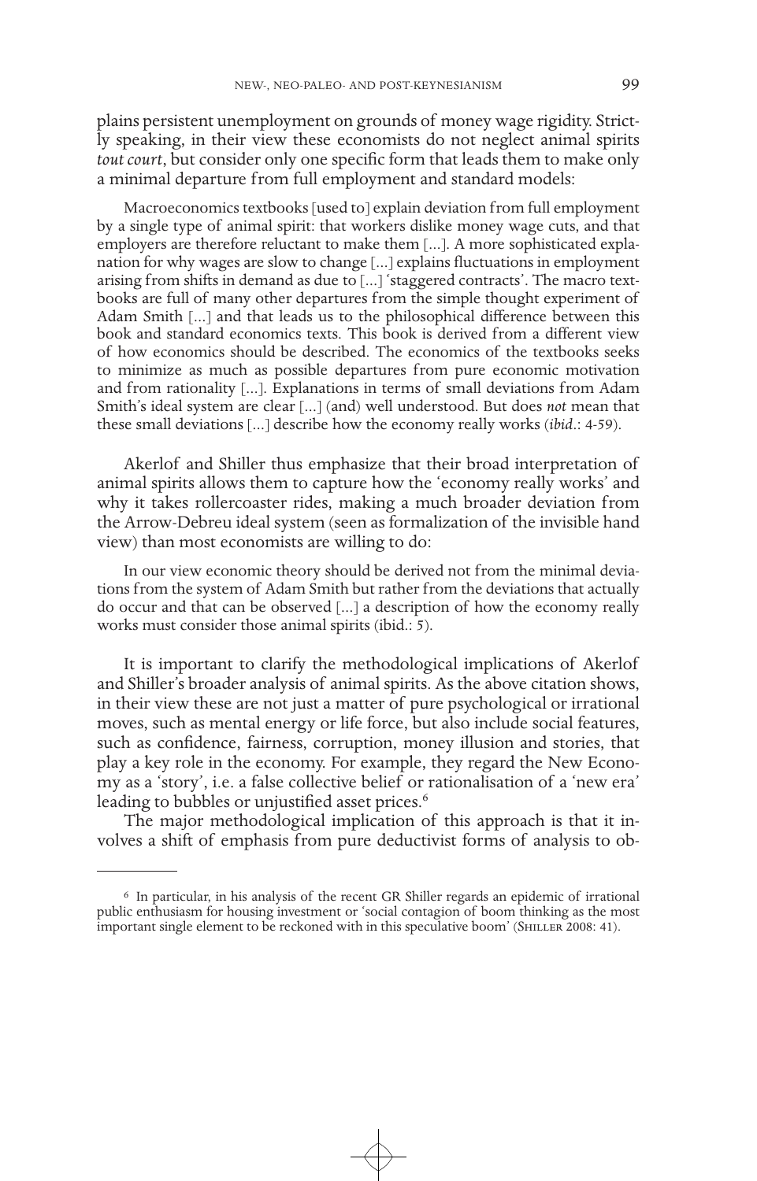plains persistent unemployment on grounds of money wage rigidity. Strictly speaking, in their view these economists do not neglect animal spirits *tout court*, but consider only one specific form that leads them to make only a minimal departure from full employment and standard models:

> Macroeconomics textbooks [used to] explain deviation from full employment by a single type of animal spirit: that workers dislike money wage cuts, and that employers are therefore reluctant to make them [...]. A more sophisticated explanation for why wages are slow to change [...] explains fluctuations in employment arising from shifts in demand as due to [...] 'staggered contracts'. The macro textbooks are full of many other departures from the simple thought experiment of Adam Smith [...] and that leads us to the philosophical difference between this book and standard economics texts. This book is derived from a different view of how economics should be described. The economics of the textbooks seeks to minimize as much as possible departures from pure economic motivation and from rationality [...]. Explanations in terms of small deviations from Adam Smith's ideal system are clear [...] (and) well understood. But does *not* mean that these small deviations [...] describe how the economy really works (*ibid*.: 4-59).

Akerlof and Shiller thus emphasize that their broad interpretation of animal spirits allows them to capture how the 'economy really works' and why it takes rollercoaster rides, making a much broader deviation from the Arrow-Debreu ideal system (seen as formalization of the invisible hand view) than most economists are willing to do:

> In our view economic theory should be derived not from the minimal deviations from the system of Adam Smith but rather from the deviations that actually do occur and that can be observed [...] a description of how the economy really works must consider those animal spirits (ibid.: 5).

It is important to clarify the methodological implications of Akerlof and Shiller's broader analysis of animal spirits. As the above citation shows, in their view these are not just a matter of pure psychological or irrational moves, such as mental energy or life force, but also include social features, such as confidence, fairness, corruption, money illusion and stories, that play a key role in the economy. For example, they regard the New Economy as a 'story', i.e. a false collective belief or rationalisation of a 'new era' leading to bubbles or unjustified asset prices.[6]

The major methodological implication of this approach is that it involves a shift of emphasis from pure deductivist forms of analysis to ob-

---

[6] In particular, in his analysis of the recent GR Shiller regards an epidemic of irrational public enthusiasm for housing investment or 'social contagion of boom thinking as the most important single element to be reckoned with in this speculative boom' (Shiller 2008: 41).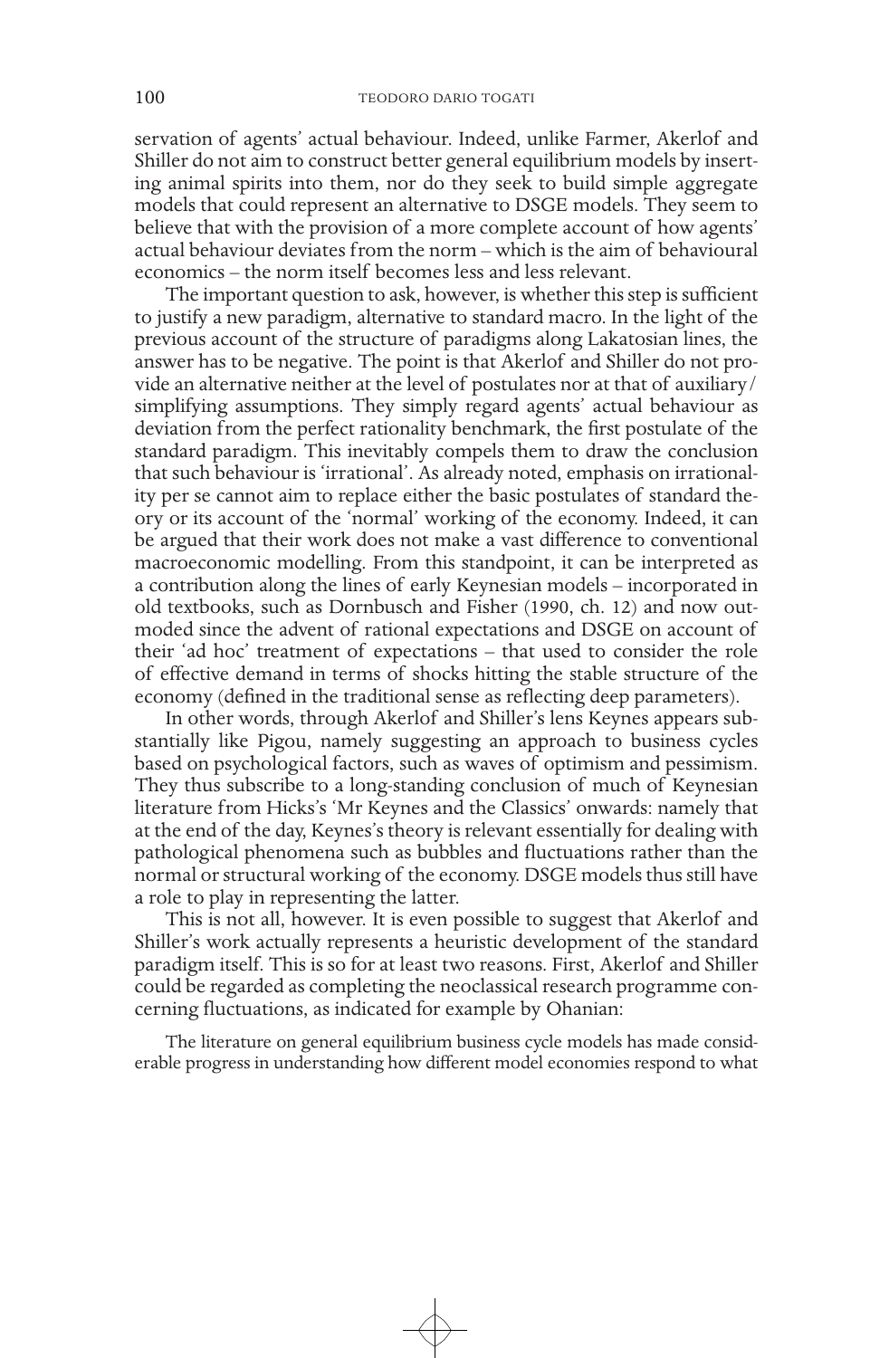servation of agents' actual behaviour. Indeed, unlike Farmer, Akerlof and Shiller do not aim to construct better general equilibrium models by inserting animal spirits into them, nor do they seek to build simple aggregate models that could represent an alternative to DSGE models. They seem to believe that with the provision of a more complete account of how agents' actual behaviour deviates from the norm – which is the aim of behavioural economics – the norm itself becomes less and less relevant.

The important question to ask, however, is whether this step is sufficient to justify a new paradigm, alternative to standard macro. In the light of the previous account of the structure of paradigms along Lakatosian lines, the answer has to be negative. The point is that Akerlof and Shiller do not provide an alternative neither at the level of postulates nor at that of auxiliary/simplifying assumptions. They simply regard agents' actual behaviour as deviation from the perfect rationality benchmark, the first postulate of the standard paradigm. This inevitably compels them to draw the conclusion that such behaviour is 'irrational'. As already noted, emphasis on irrationality per se cannot aim to replace either the basic postulates of standard theory or its account of the 'normal' working of the economy. Indeed, it can be argued that their work does not make a vast difference to conventional macroeconomic modelling. From this standpoint, it can be interpreted as a contribution along the lines of early Keynesian models – incorporated in old textbooks, such as Dornbusch and Fisher (1990, ch. 12) and now outmoded since the advent of rational expectations and DSGE on account of their 'ad hoc' treatment of expectations – that used to consider the role of effective demand in terms of shocks hitting the stable structure of the economy (defined in the traditional sense as reflecting deep parameters).

In other words, through Akerlof and Shiller's lens Keynes appears substantially like Pigou, namely suggesting an approach to business cycles based on psychological factors, such as waves of optimism and pessimism. They thus subscribe to a long-standing conclusion of much of Keynesian literature from Hicks's 'Mr Keynes and the Classics' onwards: namely that at the end of the day, Keynes's theory is relevant essentially for dealing with pathological phenomena such as bubbles and fluctuations rather than the normal or structural working of the economy. DSGE models thus still have a role to play in representing the latter.

This is not all, however. It is even possible to suggest that Akerlof and Shiller's work actually represents a heuristic development of the standard paradigm itself. This is so for at least two reasons. First, Akerlof and Shiller could be regarded as completing the neoclassical research programme concerning fluctuations, as indicated for example by Ohanian:

> The literature on general equilibrium business cycle models has made considerable progress in understanding how different model economies respond to what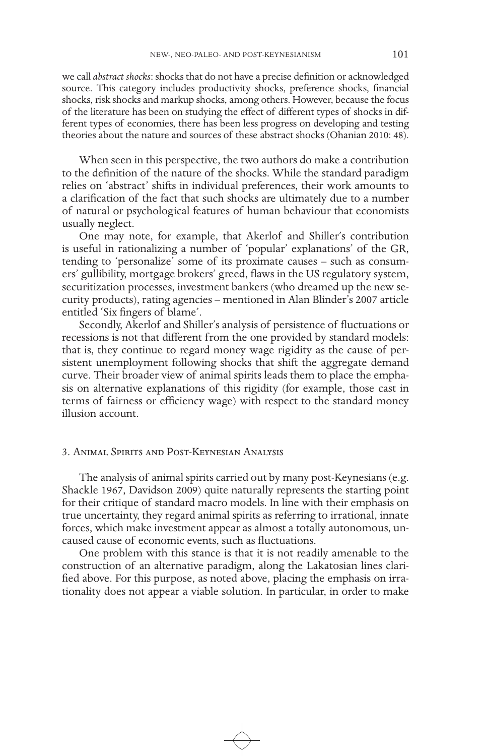we call *abstract shocks*: shocks that do not have a precise definition or acknowledged source. This category includes productivity shocks, preference shocks, financial shocks, risk shocks and markup shocks, among others. However, because the focus of the literature has been on studying the effect of different types of shocks in different types of economies, there has been less progress on developing and testing theories about the nature and sources of these abstract shocks (Ohanian 2010: 48).

When seen in this perspective, the two authors do make a contribution to the definition of the nature of the shocks. While the standard paradigm relies on 'abstract' shifts in individual preferences, their work amounts to a clarification of the fact that such shocks are ultimately due to a number of natural or psychological features of human behaviour that economists usually neglect.

One may note, for example, that Akerlof and Shiller's contribution is useful in rationalizing a number of 'popular' explanations' of the GR, tending to 'personalize' some of its proximate causes – such as consumers' gullibility, mortgage brokers' greed, flaws in the US regulatory system, securitization processes, investment bankers (who dreamed up the new security products), rating agencies – mentioned in Alan Blinder's 2007 article entitled 'Six fingers of blame'.

Secondly, Akerlof and Shiller's analysis of persistence of fluctuations or recessions is not that different from the one provided by standard models: that is, they continue to regard money wage rigidity as the cause of persistent unemployment following shocks that shift the aggregate demand curve. Their broader view of animal spirits leads them to place the emphasis on alternative explanations of this rigidity (for example, those cast in terms of fairness or efficiency wage) with respect to the standard money illusion account.

## 3. Animal Spirits and Post-Keynesian Analysis

The analysis of animal spirits carried out by many post-Keynesians (e.g. Shackle 1967, Davidson 2009) quite naturally represents the starting point for their critique of standard macro models. In line with their emphasis on true uncertainty, they regard animal spirits as referring to irrational, innate forces, which make investment appear as almost a totally autonomous, uncaused cause of economic events, such as fluctuations.

One problem with this stance is that it is not readily amenable to the construction of an alternative paradigm, along the Lakatosian lines clarified above. For this purpose, as noted above, placing the emphasis on irrationality does not appear a viable solution. In particular, in order to make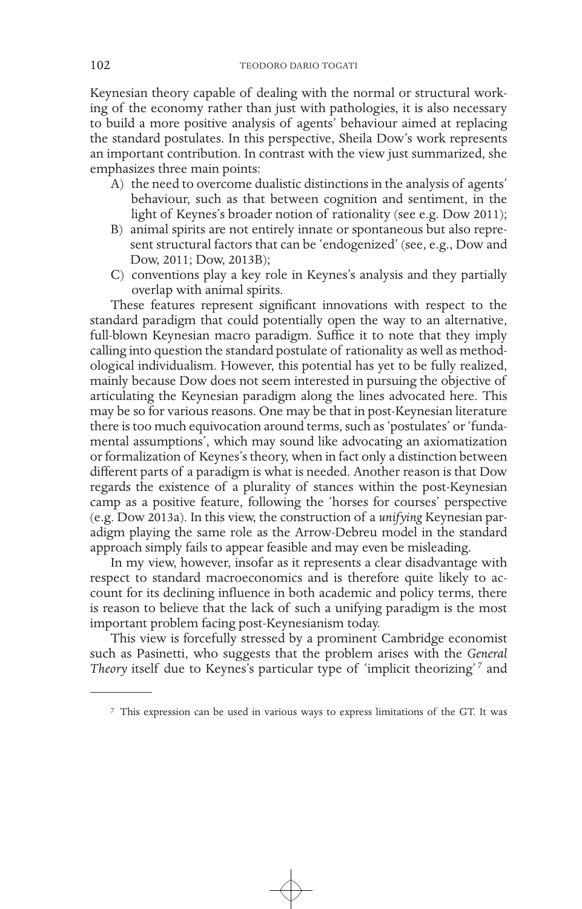Keynesian theory capable of dealing with the normal or structural working of the economy rather than just with pathologies, it is also necessary to build a more positive analysis of agents' behaviour aimed at replacing the standard postulates. In this perspective, Sheila Dow's work represents an important contribution. In contrast with the view just summarized, she emphasizes three main points:

A) the need to overcome dualistic distinctions in the analysis of agents' behaviour, such as that between cognition and sentiment, in the light of Keynes's broader notion of rationality (see e.g. Dow 2011);
B) animal spirits are not entirely innate or spontaneous but also represent structural factors that can be 'endogenized' (see, e.g., Dow and Dow, 2011; Dow, 2013B);
C) conventions play a key role in Keynes's analysis and they partially overlap with animal spirits.

These features represent significant innovations with respect to the standard paradigm that could potentially open the way to an alternative, full-blown Keynesian macro paradigm. Suffice it to note that they imply calling into question the standard postulate of rationality as well as methodological individualism. However, this potential has yet to be fully realized, mainly because Dow does not seem interested in pursuing the objective of articulating the Keynesian paradigm along the lines advocated here. This may be so for various reasons. One may be that in post-Keynesian literature there is too much equivocation around terms, such as 'postulates' or 'fundamental assumptions', which may sound like advocating an axiomatization or formalization of Keynes's theory, when in fact only a distinction between different parts of a paradigm is what is needed. Another reason is that Dow regards the existence of a plurality of stances within the post-Keynesian camp as a positive feature, following the 'horses for courses' perspective (e.g. Dow 2013a). In this view, the construction of a *unifying* Keynesian paradigm playing the same role as the Arrow-Debreu model in the standard approach simply fails to appear feasible and may even be misleading.

In my view, however, insofar as it represents a clear disadvantage with respect to standard macroeconomics and is therefore quite likely to account for its declining influence in both academic and policy terms, there is reason to believe that the lack of such a unifying paradigm is the most important problem facing post-Keynesianism today.

This view is forcefully stressed by a prominent Cambridge economist such as Pasinetti, who suggests that the problem arises with the *General Theory* itself due to Keynes's particular type of 'implicit theorizing' [7] and

[7] This expression can be used in various ways to express limitations of the GT. It was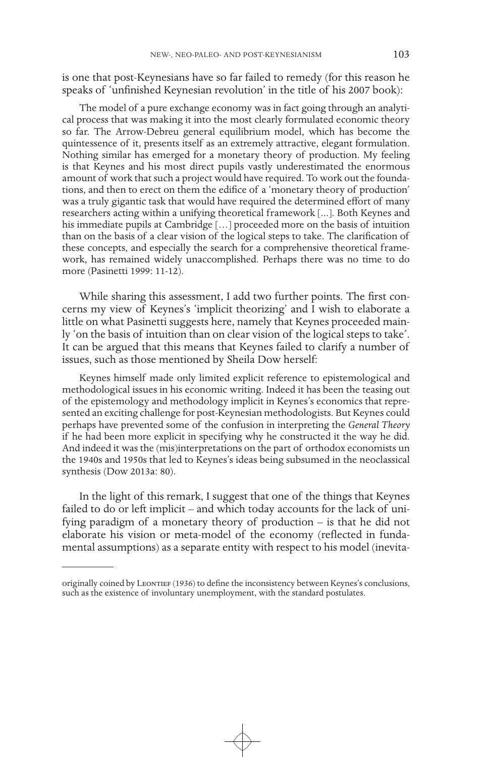is one that post-Keynesians have so far failed to remedy (for this reason he speaks of 'unfinished Keynesian revolution' in the title of his 2007 book):

> The model of a pure exchange economy was in fact going through an analytical process that was making it into the most clearly formulated economic theory so far. The Arrow-Debreu general equilibrium model, which has become the quintessence of it, presents itself as an extremely attractive, elegant formulation. Nothing similar has emerged for a monetary theory of production. My feeling is that Keynes and his most direct pupils vastly underestimated the enormous amount of work that such a project would have required. To work out the foundations, and then to erect on them the edifice of a 'monetary theory of production' was a truly gigantic task that would have required the determined effort of many researchers acting within a unifying theoretical framework [...]. Both Keynes and his immediate pupils at Cambridge […] proceeded more on the basis of intuition than on the basis of a clear vision of the logical steps to take. The clarification of these concepts, and especially the search for a comprehensive theoretical framework, has remained widely unaccomplished. Perhaps there was no time to do more (Pasinetti 1999: 11-12).

While sharing this assessment, I add two further points. The first concerns my view of Keynes's 'implicit theorizing' and I wish to elaborate a little on what Pasinetti suggests here, namely that Keynes proceeded mainly 'on the basis of intuition than on clear vision of the logical steps to take'. It can be argued that this means that Keynes failed to clarify a number of issues, such as those mentioned by Sheila Dow herself:

> Keynes himself made only limited explicit reference to epistemological and methodological issues in his economic writing. Indeed it has been the teasing out of the epistemology and methodology implicit in Keynes's economics that represented an exciting challenge for post-Keynesian methodologists. But Keynes could perhaps have prevented some of the confusion in interpreting the *General Theory* if he had been more explicit in specifying why he constructed it the way he did. And indeed it was the (mis)interpretations on the part of orthodox economists un the 1940s and 1950s that led to Keynes's ideas being subsumed in the neoclassical synthesis (Dow 2013a: 80).

In the light of this remark, I suggest that one of the things that Keynes failed to do or left implicit – and which today accounts for the lack of unifying paradigm of a monetary theory of production – is that he did not elaborate his vision or meta-model of the economy (reflected in fundamental assumptions) as a separate entity with respect to his model (inevita-

---

originally coined by Leontief (1936) to define the inconsistency between Keynes's conclusions, such as the existence of involuntary unemployment, with the standard postulates.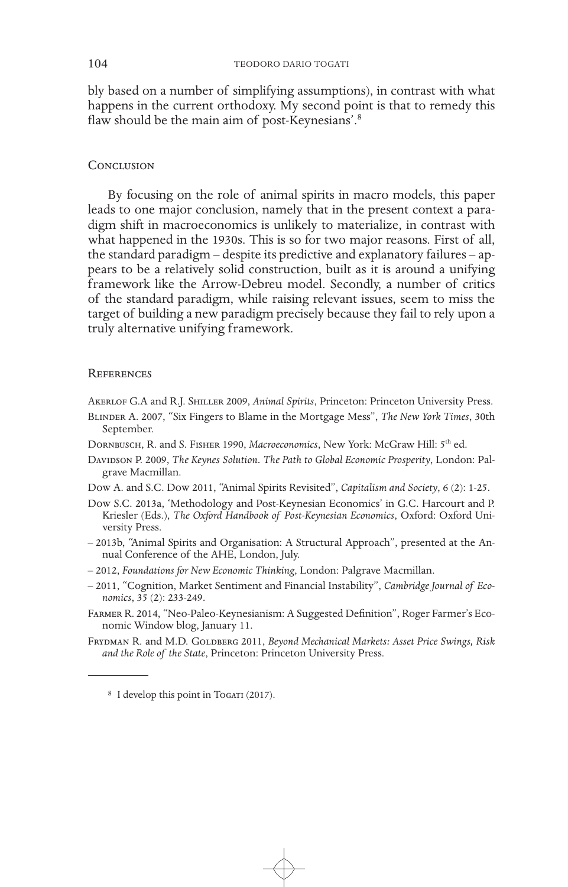bly based on a number of simplifying assumptions), in contrast with what happens in the current orthodoxy. My second point is that to remedy this flaw should be the main aim of post-Keynesians'.[8]

## Conclusion

By focusing on the role of animal spirits in macro models, this paper leads to one major conclusion, namely that in the present context a paradigm shift in macroeconomics is unlikely to materialize, in contrast with what happened in the 1930s. This is so for two major reasons. First of all, the standard paradigm – despite its predictive and explanatory failures – appears to be a relatively solid construction, built as it is around a unifying framework like the Arrow-Debreu model. Secondly, a number of critics of the standard paradigm, while raising relevant issues, seem to miss the target of building a new paradigm precisely because they fail to rely upon a truly alternative unifying framework.

## References

Akerlof G.A and R.J. Shiller 2009, *Animal Spirits*, Princeton: Princeton University Press.

Blinder A. 2007, "Six Fingers to Blame in the Mortgage Mess", *The New York Times*, 30th September.

Dornbusch, R. and S. Fisher 1990, *Macroeconomics*, New York: McGraw Hill: 5th ed.

Davidson P. 2009, *The Keynes Solution. The Path to Global Economic Prosperity*, London: Palgrave Macmillan.

Dow A. and S.C. Dow 2011, "Animal Spirits Revisited", *Capitalism and Society*, 6 (2): 1-25.

Dow S.C. 2013a, 'Methodology and Post-Keynesian Economics' in G.C. Harcourt and P. Kriesler (Eds.), *The Oxford Handbook of Post-Keynesian Economics*, Oxford: Oxford University Press.

– 2013b, "Animal Spirits and Organisation: A Structural Approach", presented at the Annual Conference of the AHE, London, July.

– 2012, *Foundations for New Economic Thinking*, London: Palgrave Macmillan.

– 2011, "Cognition, Market Sentiment and Financial Instability", *Cambridge Journal of Economics*, 35 (2): 233-249.

Farmer R. 2014, "Neo-Paleo-Keynesianism: A Suggested Definition", Roger Farmer's Economic Window blog, January 11.

Frydman R. and M.D. Goldberg 2011, *Beyond Mechanical Markets: Asset Price Swings, Risk and the Role of the State*, Princeton: Princeton University Press.

---

[8] I develop this point in Togati (2017).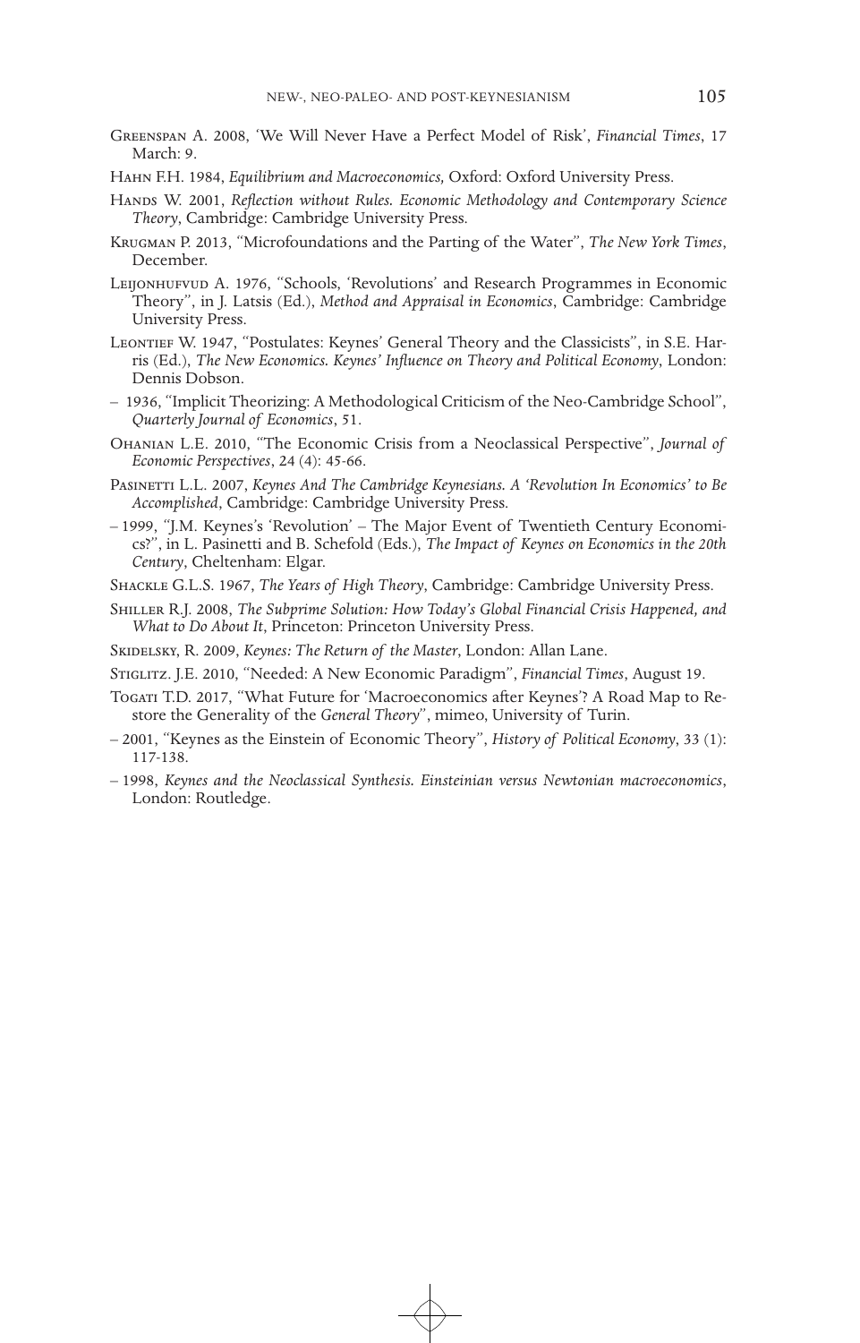Greenspan A. 2008, 'We Will Never Have a Perfect Model of Risk', *Financial Times*, 17 March: 9.

Hahn F.H. 1984, *Equilibrium and Macroeconomics,* Oxford: Oxford University Press.

Hands W. 2001, *Reflection without Rules. Economic Methodology and Contemporary Science Theory*, Cambridge: Cambridge University Press.

Krugman P. 2013, "Microfoundations and the Parting of the Water", *The New York Times*, December.

Leijonhufvud A. 1976, "Schools, 'Revolutions' and Research Programmes in Economic Theory", in J. Latsis (Ed.), *Method and Appraisal in Economics*, Cambridge: Cambridge University Press.

Leontief W. 1947, "Postulates: Keynes' General Theory and the Classicists", in S.E. Harris (Ed.), *The New Economics. Keynes' Influence on Theory and Political Economy*, London: Dennis Dobson.

– 1936, "Implicit Theorizing: A Methodological Criticism of the Neo-Cambridge School", *Quarterly Journal of Economics*, 51.

Ohanian L.E. 2010, "The Economic Crisis from a Neoclassical Perspective", *Journal of Economic Perspectives*, 24 (4): 45-66.

Pasinetti L.L. 2007, *Keynes And The Cambridge Keynesians. A 'Revolution In Economics' to Be Accomplished*, Cambridge: Cambridge University Press.

– 1999, "J.M. Keynes's 'Revolution' – The Major Event of Twentieth Century Economics?", in L. Pasinetti and B. Schefold (Eds.), *The Impact of Keynes on Economics in the 20th Century*, Cheltenham: Elgar.

Shackle G.L.S. 1967, *The Years of High Theory*, Cambridge: Cambridge University Press.

Shiller R.J. 2008, *The Subprime Solution: How Today's Global Financial Crisis Happened, and What to Do About It*, Princeton: Princeton University Press.

Skidelsky, R. 2009, *Keynes: The Return of the Master*, London: Allan Lane.

Stiglitz. J.E. 2010, "Needed: A New Economic Paradigm", *Financial Times*, August 19.

Togati T.D. 2017, "What Future for 'Macroeconomics after Keynes'? A Road Map to Restore the Generality of the *General Theory*", mimeo, University of Turin.

– 2001, "Keynes as the Einstein of Economic Theory", *History of Political Economy*, 33 (1): 117-138.

– 1998, *Keynes and the Neoclassical Synthesis. Einsteinian versus Newtonian macroeconomics*, London: Routledge.